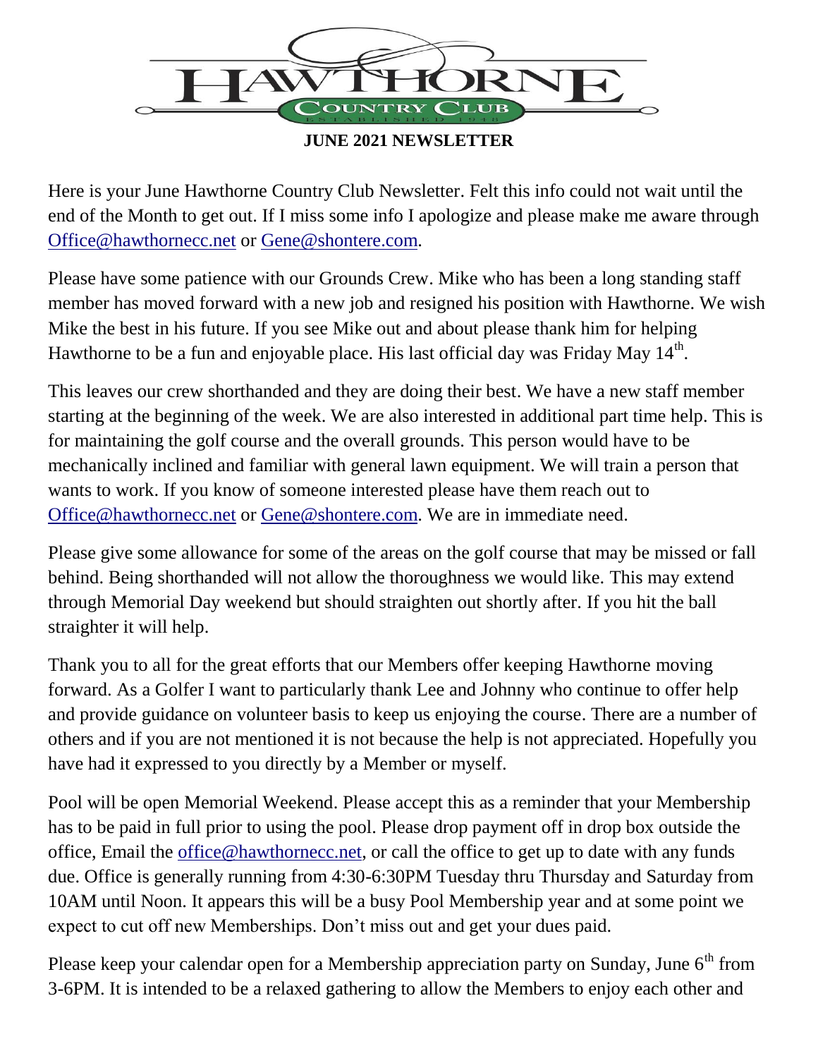# HAWTHORNE COUNTRY CLUB

ESTABLISHED 1948

**JUNE 2021 NEWSLETTER**

Here is your June Hawthorne Country Club Newsletter. Felt this info could not wait until the end of the Month to get out. If I miss some info I apologize and please make me aware through Office@hawthornecc.net or Gene@shontere.com.

Please have some patience with our Grounds Crew. Mike who has been a long standing staff member has moved forward with a new job and resigned his position with Hawthorne. We wish Mike the best in his future. If you see Mike out and about please thank him for helping Hawthorne to be a fun and enjoyable place. His last official day was Friday May 14th.

This leaves our crew shorthanded and they are doing their best. We have a new staff member starting at the beginning of the week. We are also interested in additional part time help. This is for maintaining the golf course and the overall grounds. This person would have to be mechanically inclined and familiar with general lawn equipment. We will train a person that wants to work. If you know of someone interested please have them reach out to Office@hawthornecc.net or Gene@shontere.com. We are in immediate need.

Please give some allowance for some of the areas on the golf course that may be missed or fall behind. Being shorthanded will not allow the thoroughness we would like. This may extend through Memorial Day weekend but should straighten out shortly after. If you hit the ball straighter it will help.

Thank you to all for the great efforts that our Members offer keeping Hawthorne moving forward. As a Golfer I want to particularly thank Lee and Johnny who continue to offer help and provide guidance on volunteer basis to keep us enjoying the course. There are a number of others and if you are not mentioned it is not because the help is not appreciated. Hopefully you have had it expressed to you directly by a Member or myself.

Pool will be open Memorial Weekend. Please accept this as a reminder that your Membership has to be paid in full prior to using the pool. Please drop payment off in drop box outside the office, Email the office@hawthornecc.net, or call the office to get up to date with any funds due. Office is generally running from 4:30-6:30PM Tuesday thru Thursday and Saturday from 10AM until Noon. It appears this will be a busy Pool Membership year and at some point we expect to cut off new Memberships. Don't miss out and get your dues paid.

Please keep your calendar open for a Membership appreciation party on Sunday, June 6th from 3-6PM. It is intended to be a relaxed gathering to allow the Members to enjoy each other and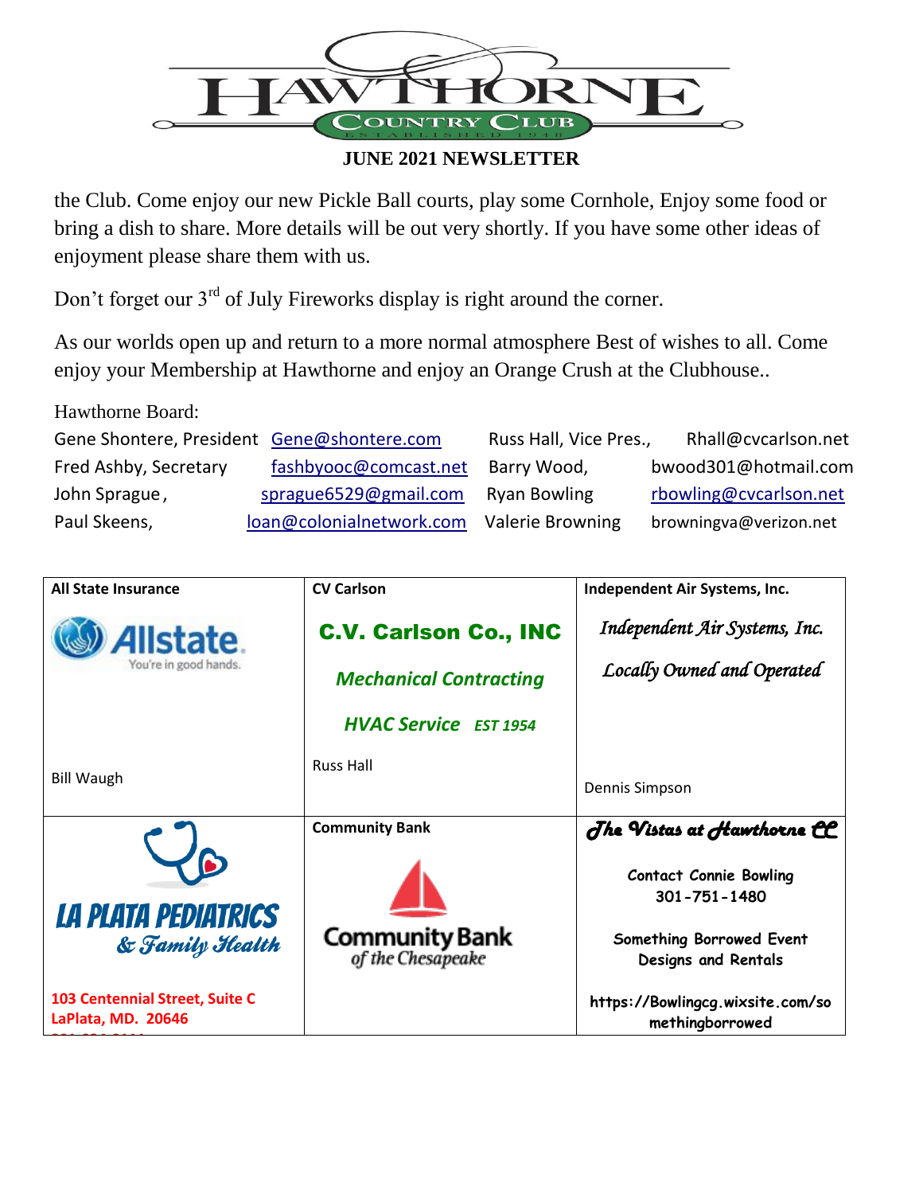**JUNE 2021 NEWSLETTER**

the Club. Come enjoy our new Pickle Ball courts, play some Cornhole, Enjoy some food or bring a dish to share. More details will be out very shortly. If you have some other ideas of enjoyment please share them with us.

Don't forget our 3rd of July Fireworks display is right around the corner.

As our worlds open up and return to a more normal atmosphere Best of wishes to all. Come enjoy your Membership at Hawthorne and enjoy an Orange Crush at the Clubhouse..

Hawthorne Board:

| | | | |
|---|---|---|---|
| Gene Shontere, President | Gene@shontere.com | Russ Hall, Vice Pres., | Rhall@cvcarlson.net |
| Fred Ashby, Secretary | fashbyooc@comcast.net | Barry Wood, | bwood301@hotmail.com |
| John Sprague , | sprague6529@gmail.com | Ryan Bowling | rbowling@cvcarlson.net |
| Paul Skeens, | loan@colonialnetwork.com | Valerie Browning | browningva@verizon.net |

| | | |
|---|---|---|
| **All State Insurance**<br>Allstate. You're in good hands.<br>Bill Waugh | **CV Carlson**<br>**C.V. Carlson Co., INC**<br>***Mechanical Contracting***<br>***HVAC Service*** ***EST 1954***<br>Russ Hall | **Independent Air Systems, Inc.**<br>*Independent Air Systems, Inc.*<br>*Locally Owned and Operated*<br>Dennis Simpson |
| **LA PLATA PEDIATRICS** *& Family Health*<br>**103 Centennial Street, Suite C**<br>**LaPlata, MD. 20646** | **Community Bank**<br>**Community Bank** *of the Chesapeake* | ***The Vistas at Hawthorne CC***<br>**Contact Connie Bowling**<br>**301-751-1480**<br>**Something Borrowed Event Designs and Rentals**<br>**https://Bowlingcg.wixsite.com/somethingborrowed** |